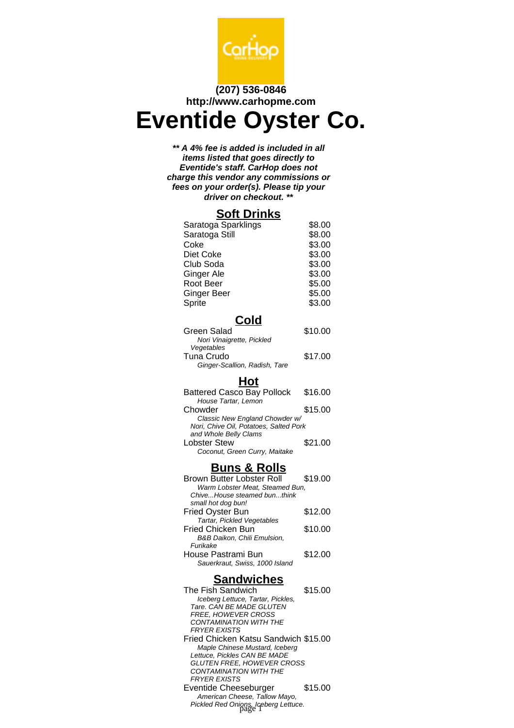**(207) 536-0846**
**http://www.carhopme.com**

# Eventide Oyster Co.

***\*\* A 4% fee is added is included in all items listed that goes directly to Eventide's staff. CarHop does not charge this vendor any commissions or fees on your order(s). Please tip your driver on checkout. \*\****

## Soft Drinks

| Item | Price |
|---|---|
| Saratoga Sparklings | $8.00 |
| Saratoga Still | $8.00 |
| Coke | $3.00 |
| Diet Coke | $3.00 |
| Club Soda | $3.00 |
| Ginger Ale | $3.00 |
| Root Beer | $5.00 |
| Ginger Beer | $5.00 |
| Sprite | $3.00 |

## Cold

Green Salad — $10.00
*Nori Vinaigrette, Pickled Vegetables*

Tuna Crudo — $17.00
*Ginger-Scallion, Radish, Tare*

## Hot

Battered Casco Bay Pollock — $16.00
*House Tartar, Lemon*

Chowder — $15.00
*Classic New England Chowder w/ Nori, Chive Oil, Potatoes, Salted Pork and Whole Belly Clams*

Lobster Stew — $21.00
*Coconut, Green Curry, Maitake*

## Buns & Rolls

Brown Butter Lobster Roll — $19.00
*Warm Lobster Meat, Steamed Bun, Chive...House steamed bun...think small hot dog bun!*

Fried Oyster Bun — $12.00
*Tartar, Pickled Vegetables*

Fried Chicken Bun — $10.00
*B&B Daikon, Chili Emulsion, Furikake*

House Pastrami Bun — $12.00
*Sauerkraut, Swiss, 1000 Island*

## Sandwiches

The Fish Sandwich — $15.00
*Iceberg Lettuce, Tartar, Pickles, Tare. CAN BE MADE GLUTEN FREE, HOWEVER CROSS CONTAMINATION WITH THE FRYER EXISTS*

Fried Chicken Katsu Sandwich — $15.00
*Maple Chinese Mustard, Iceberg Lettuce, Pickles CAN BE MADE GLUTEN FREE, HOWEVER CROSS CONTAMINATION WITH THE FRYER EXISTS*

Eventide Cheeseburger — $15.00
*American Cheese, Tallow Mayo, Pickled Red Onions, Iceberg Lettuce.*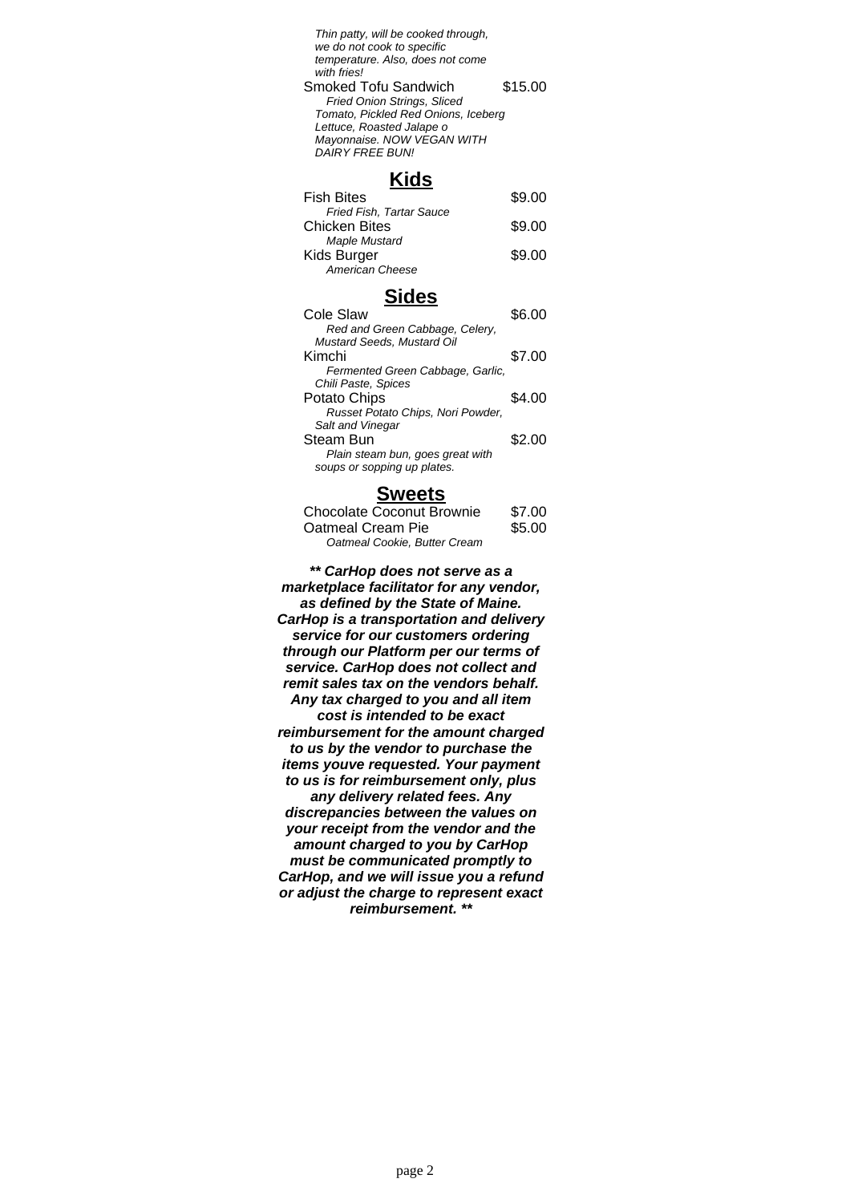*Thin patty, will be cooked through, we do not cook to specific temperature. Also, does not come with fries!*

Smoked Tofu Sandwich $15.00
*Fried Onion Strings, Sliced Tomato, Pickled Red Onions, Iceberg Lettuce, Roasted Jalape o Mayonnaise. NOW VEGAN WITH DAIRY FREE BUN!*

## Kids

Fish Bites $9.00
*Fried Fish, Tartar Sauce*

Chicken Bites $9.00
*Maple Mustard*

Kids Burger $9.00
*American Cheese*

## Sides

Cole Slaw $6.00
*Red and Green Cabbage, Celery, Mustard Seeds, Mustard Oil*

Kimchi $7.00
*Fermented Green Cabbage, Garlic, Chili Paste, Spices*

Potato Chips $4.00
*Russet Potato Chips, Nori Powder, Salt and Vinegar*

Steam Bun $2.00
*Plain steam bun, goes great with soups or sopping up plates.*

## Sweets

Chocolate Coconut Brownie $7.00

Oatmeal Cream Pie $5.00
*Oatmeal Cookie, Butter Cream*

***\*\* CarHop does not serve as a marketplace facilitator for any vendor, as defined by the State of Maine. CarHop is a transportation and delivery service for our customers ordering through our Platform per our terms of service. CarHop does not collect and remit sales tax on the vendors behalf. Any tax charged to you and all item cost is intended to be exact reimbursement for the amount charged to us by the vendor to purchase the items youve requested. Your payment to us is for reimbursement only, plus any delivery related fees. Any discrepancies between the values on your receipt from the vendor and the amount charged to you by CarHop must be communicated promptly to CarHop, and we will issue you a refund or adjust the charge to represent exact reimbursement. \*\****